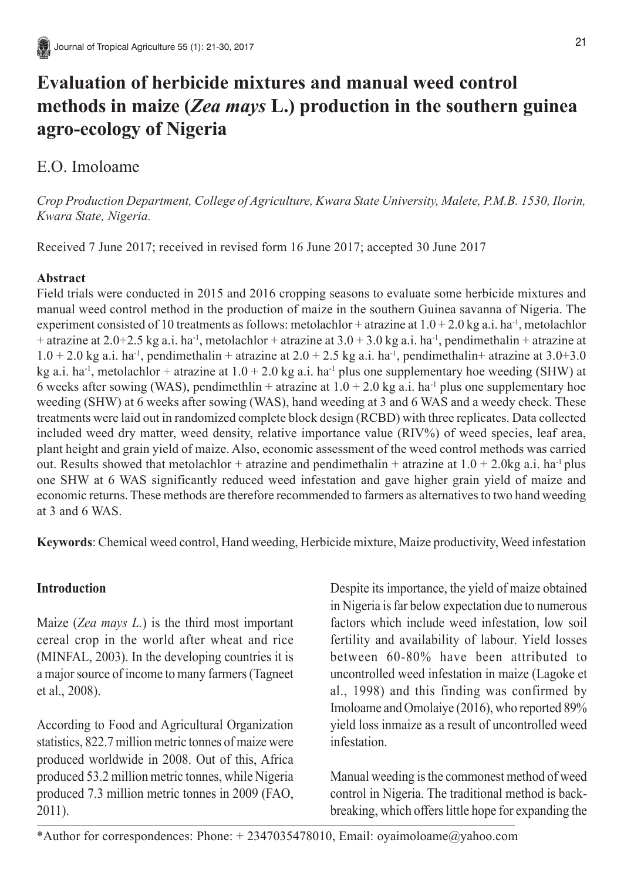# Evaluation of herbicide mixtures and manual weed control methods in maize (*Zea mays* L.) production in the southern guinea agro-ecology of Nigeria

E.O. Imoloame

*Crop Production Department, College of Agriculture, Kwara State University, Malete, P.M.B. 1530, Ilorin, Kwara State, Nigeria.*

Received 7 June 2017; received in revised form 16 June 2017; accepted 30 June 2017

## Abstract

Field trials were conducted in 2015 and 2016 cropping seasons to evaluate some herbicide mixtures and manual weed control method in the production of maize in the southern Guinea savanna of Nigeria. The experiment consisted of 10 treatments as follows: metolachlor + atrazine at 1.0 + 2.0 kg a.i. $ha^{-1}$, metolachlor + atrazine at 2.0+2.5 kg a.i. $ha^{-1}$, metolachlor + atrazine at 3.0 + 3.0 kg a.i. $ha^{-1}$, pendimethalin + atrazine at 1.0 + 2.0 kg a.i. $ha^{-1}$, pendimethalin + atrazine at 2.0 + 2.5 kg a.i. $ha^{-1}$, pendimethalin+ atrazine at 3.0+3.0 kg a.i. $ha^{-1}$, metolachlor + atrazine at 1.0 + 2.0 kg a.i. $ha^{-1}$ plus one supplementary hoe weeding (SHW) at 6 weeks after sowing (WAS), pendimethlin + atrazine at 1.0 + 2.0 kg a.i. $ha^{-1}$ plus one supplementary hoe weeding (SHW) at 6 weeks after sowing (WAS), hand weeding at 3 and 6 WAS and a weedy check. These treatments were laid out in randomized complete block design (RCBD) with three replicates. Data collected included weed dry matter, weed density, relative importance value (RIV%) of weed species, leaf area, plant height and grain yield of maize. Also, economic assessment of the weed control methods was carried out. Results showed that metolachlor + atrazine and pendimethalin + atrazine at 1.0 + 2.0kg a.i. $ha^{-1}$ plus one SHW at 6 WAS significantly reduced weed infestation and gave higher grain yield of maize and economic returns. These methods are therefore recommended to farmers as alternatives to two hand weeding at 3 and 6 WAS.

**Keywords**: Chemical weed control, Hand weeding, Herbicide mixture, Maize productivity, Weed infestation

## Introduction

Maize (*Zea mays L.*) is the third most important cereal crop in the world after wheat and rice (MINFAL, 2003). In the developing countries it is a major source of income to many farmers (Tagneet et al., 2008).

According to Food and Agricultural Organization statistics, 822.7 million metric tonnes of maize were produced worldwide in 2008. Out of this, Africa produced 53.2 million metric tonnes, while Nigeria produced 7.3 million metric tonnes in 2009 (FAO, 2011).

Despite its importance, the yield of maize obtained in Nigeria is far below expectation due to numerous factors which include weed infestation, low soil fertility and availability of labour. Yield losses between 60-80% have been attributed to uncontrolled weed infestation in maize (Lagoke et al., 1998) and this finding was confirmed by Imoloame and Omolaiye (2016), who reported 89% yield loss inmaize as a result of uncontrolled weed infestation.

Manual weeding is the commonest method of weed control in Nigeria. The traditional method is back-breaking, which offers little hope for expanding the

*Author for correspondences: Phone: + 2347035478010, Email: oyaimoloame@yahoo.com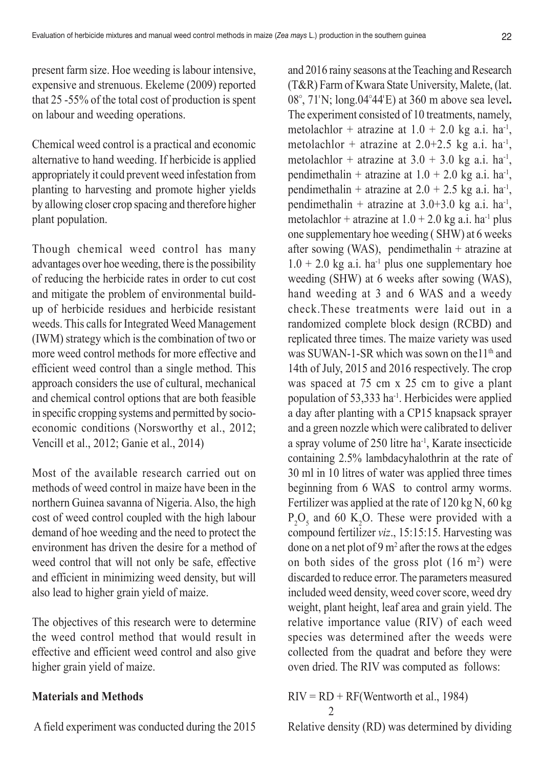present farm size. Hoe weeding is labour intensive, expensive and strenuous. Ekeleme (2009) reported that 25 -55% of the total cost of production is spent on labour and weeding operations.

Chemical weed control is a practical and economic alternative to hand weeding. If herbicide is applied appropriately it could prevent weed infestation from planting to harvesting and promote higher yields by allowing closer crop spacing and therefore higher plant population.

Though chemical weed control has many advantages over hoe weeding, there is the possibility of reducing the herbicide rates in order to cut cost and mitigate the problem of environmental build-up of herbicide residues and herbicide resistant weeds. This calls for Integrated Weed Management (IWM) strategy which is the combination of two or more weed control methods for more effective and efficient weed control than a single method. This approach considers the use of cultural, mechanical and chemical control options that are both feasible in specific cropping systems and permitted by socio-economic conditions (Norsworthy et al., 2012; Vencill et al., 2012; Ganie et al., 2014)

Most of the available research carried out on methods of weed control in maize have been in the northern Guinea savanna of Nigeria. Also, the high cost of weed control coupled with the high labour demand of hoe weeding and the need to protect the environment has driven the desire for a method of weed control that will not only be safe, effective and efficient in minimizing weed density, but will also lead to higher grain yield of maize.

The objectives of this research were to determine the weed control method that would result in effective and efficient weed control and also give higher grain yield of maize.

## Materials and Methods

A field experiment was conducted during the 2015 and 2016 rainy seasons at the Teaching and Research (T&R) Farm of Kwara State University, Malete, (lat. 08°, 71'N; long.04°44'E) at 360 m above sea level**.** The experiment consisted of 10 treatments, namely, metolachlor + atrazine at 1.0 + 2.0 kg a.i. $ha^{-1}$, metolachlor + atrazine at 2.0+2.5 kg a.i. $ha^{-1}$, metolachlor + atrazine at 3.0 + 3.0 kg a.i. $ha^{-1}$, pendimethalin + atrazine at 1.0 + 2.0 kg a.i. $ha^{-1}$, pendimethalin + atrazine at 2.0 + 2.5 kg a.i. $ha^{-1}$, pendimethalin + atrazine at 3.0+3.0 kg a.i. $ha^{-1}$, metolachlor + atrazine at 1.0 + 2.0 kg a.i. $ha^{-1}$ plus one supplementary hoe weeding ( SHW) at 6 weeks after sowing (WAS), pendimethalin + atrazine at 1.0 + 2.0 kg a.i. $ha^{-1}$ plus one supplementary hoe weeding (SHW) at 6 weeks after sowing (WAS), hand weeding at 3 and 6 WAS and a weedy check.These treatments were laid out in a randomized complete block design (RCBD) and replicated three times. The maize variety was used was SUWAN-1-SR which was sown on the11th and 14th of July, 2015 and 2016 respectively. The crop was spaced at 75 cm x 25 cm to give a plant population of 53,333 $ha^{-1}$. Herbicides were applied a day after planting with a CP15 knapsack sprayer and a green nozzle which were calibrated to deliver a spray volume of 250 litre $ha^{-1}$, Karate insecticide containing 2.5% lambdacyhalothrin at the rate of 30 ml in 10 litres of water was applied three times beginning from 6 WAS to control army worms. Fertilizer was applied at the rate of 120 kg N, 60 kg $P_2O_5$ and 60 $K_2O$. These were provided with a compound fertilizer *viz*., 15:15:15. Harvesting was done on a net plot of 9 $m^2$ after the rows at the edges on both sides of the gross plot (16 $m^2$) were discarded to reduce error. The parameters measured included weed density, weed cover score, weed dry weight, plant height, leaf area and grain yield. The relative importance value (RIV) of each weed species was determined after the weeds were collected from the quadrat and before they were oven dried. The RIV was computed as follows:

$$RIV = \frac{RD + RF}{2}$$ (Wentworth et al., 1984)

Relative density (RD) was determined by dividing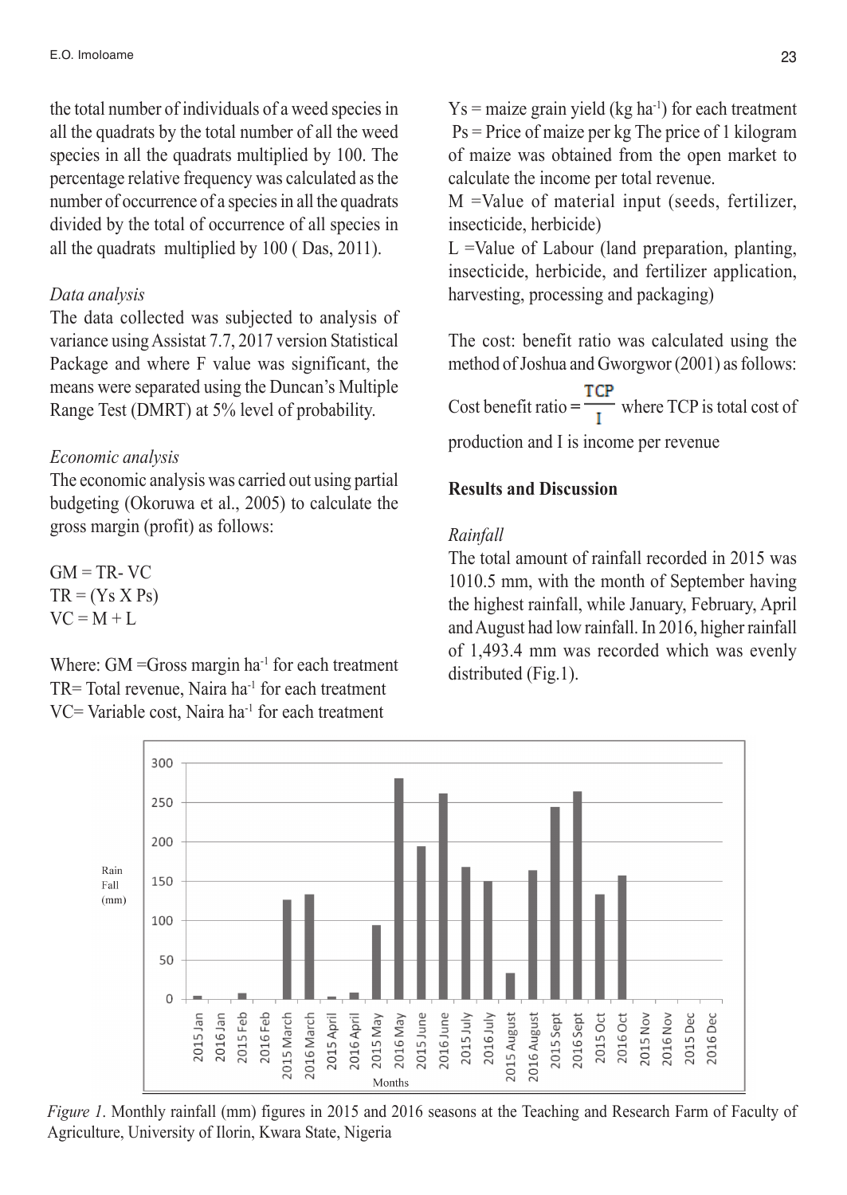the total number of individuals of a weed species in all the quadrats by the total number of all the weed species in all the quadrats multiplied by 100. The percentage relative frequency was calculated as the number of occurrence of a species in all the quadrats divided by the total of occurrence of all species in all the quadrats multiplied by 100 ( Das, 2011).

*Data analysis*

The data collected was subjected to analysis of variance using Assistat 7.7, 2017 version Statistical Package and where F value was significant, the means were separated using the Duncan's Multiple Range Test (DMRT) at 5% level of probability.

*Economic analysis*

The economic analysis was carried out using partial budgeting (Okoruwa et al., 2005) to calculate the gross margin (profit) as follows:

$GM = TR - VC$

$TR = (Ys \times Ps)$

$VC = M + L$

Where: GM =Gross margin ha$^{-1}$ for each treatment

TR= Total revenue, Naira ha$^{-1}$ for each treatment

VC= Variable cost, Naira ha$^{-1}$ for each treatment

Ys = maize grain yield (kg ha$^{-1}$) for each treatment

Ps = Price of maize per kg The price of 1 kilogram of maize was obtained from the open market to calculate the income per total revenue.

M =Value of material input (seeds, fertilizer, insecticide, herbicide)

L =Value of Labour (land preparation, planting, insecticide, herbicide, and fertilizer application, harvesting, processing and packaging)

The cost: benefit ratio was calculated using the method of Joshua and Gworgwor (2001) as follows:

Cost benefit ratio = $\frac{TCP}{I}$ where TCP is total cost of production and I is income per revenue

## Results and Discussion

*Rainfall*

The total amount of rainfall recorded in 2015 was 1010.5 mm, with the month of September having the highest rainfall, while January, February, April and August had low rainfall. In 2016, higher rainfall of 1,493.4 mm was recorded which was evenly distributed (Fig.1).

*Figure 1*. Monthly rainfall (mm) figures in 2015 and 2016 seasons at the Teaching and Research Farm of Faculty of Agriculture, University of Ilorin, Kwara State, Nigeria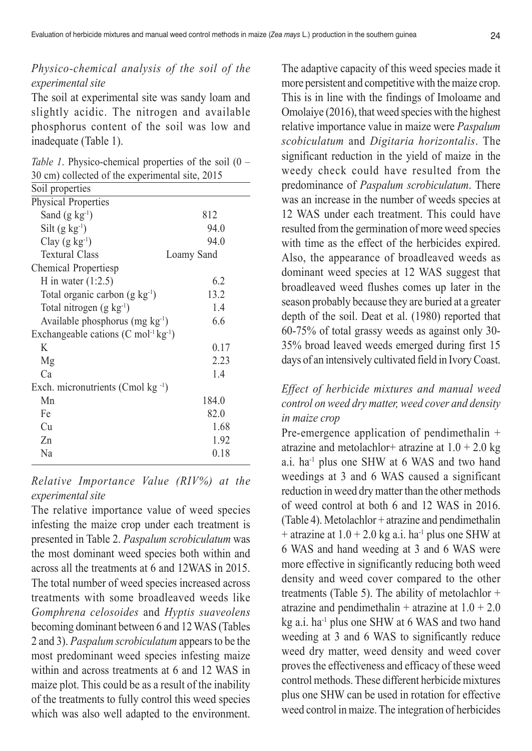## *Physico-chemical analysis of the soil of the experimental site*

The soil at experimental site was sandy loam and slightly acidic. The nitrogen and available phosphorus content of the soil was low and inadequate (Table 1).

*Table 1*. Physico-chemical properties of the soil (0 – 30 cm) collected of the experimental site, 2015

| Soil properties | |
|---|---|
| Physical Properties | |
| Sand (g $kg^{-1}$) | 812 |
| Silt (g $kg^{-1}$) | 94.0 |
| Clay (g $kg^{-1}$) | 94.0 |
| Textural Class | Loamy Sand |
| Chemical Propertiesp | |
| H in water (1:2.5) | 6.2 |
| Total organic carbon (g $kg^{-1}$) | 13.2 |
| Total nitrogen (g $kg^{-1}$) | 1.4 |
| Available phosphorus (mg $kg^{-1}$) | 6.6 |
| Exchangeable cations (C $mol^{-1}$ $kg^{-1}$) | |
| K | 0.17 |
| Mg | 2.23 |
| Ca | 1.4 |
| Exch. micronutrients (Cmol kg $^{-1}$) | |
| Mn | 184.0 |
| Fe | 82.0 |
| Cu | 1.68 |
| Zn | 1.92 |
| Na | 0.18 |

## *Relative Importance Value (RIV%) at the experimental site*

The relative importance value of weed species infesting the maize crop under each treatment is presented in Table 2. *Paspalum scrobiculatum* was the most dominant weed species both within and across all the treatments at 6 and 12WAS in 2015. The total number of weed species increased across treatments with some broadleaved weeds like *Gomphrena celosoides* and *Hyptis suaveolens* becoming dominant between 6 and 12 WAS (Tables 2 and 3). *Paspalum scrobiculatum* appears to be the most predominant weed species infesting maize within and across treatments at 6 and 12 WAS in maize plot. This could be as a result of the inability of the treatments to fully control this weed species which was also well adapted to the environment. The adaptive capacity of this weed species made it more persistent and competitive with the maize crop. This is in line with the findings of Imoloame and Omolaiye (2016), that weed species with the highest relative importance value in maize were *Paspalum scobiculatum* and *Digitaria horizontalis*. The significant reduction in the yield of maize in the weedy check could have resulted from the predominance of *Paspalum scrobiculatum*. There was an increase in the number of weeds species at 12 WAS under each treatment. This could have resulted from the germination of more weed species with time as the effect of the herbicides expired. Also, the appearance of broadleaved weeds as dominant weed species at 12 WAS suggest that broadleaved weed flushes comes up later in the season probably because they are buried at a greater depth of the soil. Deat et al. (1980) reported that 60-75% of total grassy weeds as against only 30-35% broad leaved weeds emerged during first 15 days of an intensively cultivated field in Ivory Coast.

## *Effect of herbicide mixtures and manual weed control on weed dry matter, weed cover and density in maize crop*

Pre-emergence application of pendimethalin + atrazine and metolachlor+ atrazine at 1.0 + 2.0 kg a.i. $ha^{-1}$ plus one SHW at 6 WAS and two hand weedings at 3 and 6 WAS caused a significant reduction in weed dry matter than the other methods of weed control at both 6 and 12 WAS in 2016. (Table 4). Metolachlor + atrazine and pendimethalin + atrazine at 1.0 + 2.0 kg a.i. $ha^{-1}$ plus one SHW at 6 WAS and hand weeding at 3 and 6 WAS were more effective in significantly reducing both weed density and weed cover compared to the other treatments (Table 5). The ability of metolachlor + atrazine and pendimethalin + atrazine at 1.0 + 2.0 kg a.i. $ha^{-1}$ plus one SHW at 6 WAS and two hand weeding at 3 and 6 WAS to significantly reduce weed dry matter, weed density and weed cover proves the effectiveness and efficacy of these weed control methods. These different herbicide mixtures plus one SHW can be used in rotation for effective weed control in maize. The integration of herbicides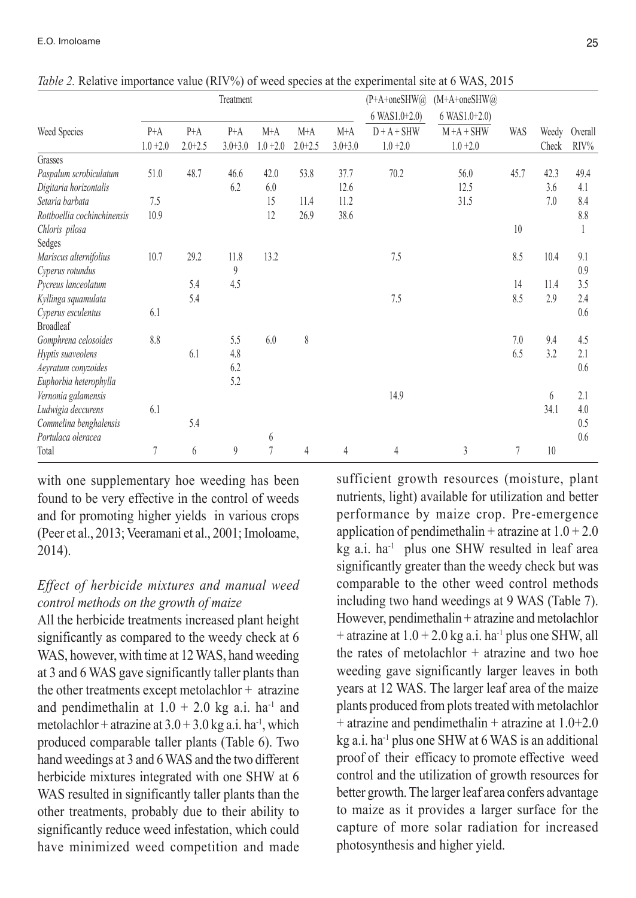*Table 2.* Relative importance value (RIV%) of weed species at the experimental site at 6 WAS, 2015

| | Treatment | | | | | | (P+A+oneSHW@ 6 WAS1.0+2.0) | (M+A+oneSHW@ 6 WAS1.0+2.0) | | | |
|---|---|---|---|---|---|---|---|---|---|---|---|
| Weed Species | P+A 1.0 +2.0 | P+A 2.0+2.5 | P+A 3.0+3.0 | M+A 1.0 +2.0 | M+A 2.0+2.5 | M+A 3.0+3.0 | D + A + SHW 1.0 +2.0 | M +A + SHW 1.0 +2.0 | WAS | Weedy Check | Overall RIV% |
| Grasses | | | | | | | | | | | |
| *Paspalum scrobiculatum* | 51.0 | 48.7 | 46.6 | 42.0 | 53.8 | 37.7 | 70.2 | 56.0 | 45.7 | 42.3 | 49.4 |
| *Digitaria horizontalis* | | | 6.2 | 6.0 | | 12.6 | | 12.5 | | 3.6 | 4.1 |
| *Setaria barbata* | 7.5 | | | 15 | 11.4 | 11.2 | | 31.5 | | 7.0 | 8.4 |
| *Rottboellia cochinchinensis* | 10.9 | | | 12 | 26.9 | 38.6 | | | | | 8.8 |
| *Chloris pilosa* | | | | | | | | | 10 | | 1 |
| Sedges | | | | | | | | | | | |
| *Mariscus alternifolius* | 10.7 | 29.2 | 11.8 | 13.2 | | | 7.5 | | 8.5 | 10.4 | 9.1 |
| *Cyperus rotundus* | | | 9 | | | | | | | | 0.9 |
| *Pycreus lanceolatum* | | 5.4 | 4.5 | | | | | | 14 | 11.4 | 3.5 |
| *Kyllinga squamulata* | | 5.4 | | | | | 7.5 | | 8.5 | 2.9 | 2.4 |
| *Cyperus esculentus* | 6.1 | | | | | | | | | | 0.6 |
| Broadleaf | | | | | | | | | | | |
| *Gomphrena celosoides* | 8.8 | | 5.5 | 6.0 | 8 | | | | 7.0 | 9.4 | 4.5 |
| *Hyptis suaveolens* | | 6.1 | 4.8 | | | | | | 6.5 | 3.2 | 2.1 |
| *Aeyratum conyzoides* | | | 6.2 | | | | | | | | 0.6 |
| *Euphorbia heterophylla* | | | 5.2 | | | | | | | | |
| *Vernonia galamensis* | | | | | | | 14.9 | | | 6 | 2.1 |
| *Ludwigia deccurens* | 6.1 | | | | | | | | | 34.1 | 4.0 |
| *Commelina benghalensis* | | 5.4 | | | | | | | | | 0.5 |
| *Portulaca oleracea* | | | | 6 | | | | | | | 0.6 |
| Total | 7 | 6 | 9 | 7 | 4 | 4 | 4 | 3 | 7 | 10 | |

with one supplementary hoe weeding has been found to be very effective in the control of weeds and for promoting higher yields in various crops (Peer et al., 2013; Veeramani et al., 2001; Imoloame, 2014).

### *Effect of herbicide mixtures and manual weed control methods on the growth of maize*

All the herbicide treatments increased plant height significantly as compared to the weedy check at 6 WAS, however, with time at 12 WAS, hand weeding at 3 and 6 WAS gave significantly taller plants than the other treatments except metolachlor + atrazine and pendimethalin at 1.0 + 2.0 kg a.i. ha$^{-1}$ and metolachlor + atrazine at 3.0 + 3.0 kg a.i. ha$^{-1}$, which produced comparable taller plants (Table 6). Two hand weedings at 3 and 6 WAS and the two different herbicide mixtures integrated with one SHW at 6 WAS resulted in significantly taller plants than the other treatments, probably due to their ability to significantly reduce weed infestation, which could have minimized weed competition and made sufficient growth resources (moisture, plant nutrients, light) available for utilization and better performance by maize crop. Pre-emergence application of pendimethalin + atrazine at 1.0 + 2.0 kg a.i. ha$^{-1}$ plus one SHW resulted in leaf area significantly greater than the weedy check but was comparable to the other weed control methods including two hand weedings at 9 WAS (Table 7). However, pendimethalin + atrazine and metolachlor + atrazine at 1.0 + 2.0 kg a.i. ha$^{-1}$ plus one SHW, all the rates of metolachlor + atrazine and two hoe weeding gave significantly larger leaves in both years at 12 WAS. The larger leaf area of the maize plants produced from plots treated with metolachlor + atrazine and pendimethalin + atrazine at 1.0+2.0 kg a.i. ha$^{-1}$ plus one SHW at 6 WAS is an additional proof of their efficacy to promote effective weed control and the utilization of growth resources for better growth. The larger leaf area confers advantage to maize as it provides a larger surface for the capture of more solar radiation for increased photosynthesis and higher yield.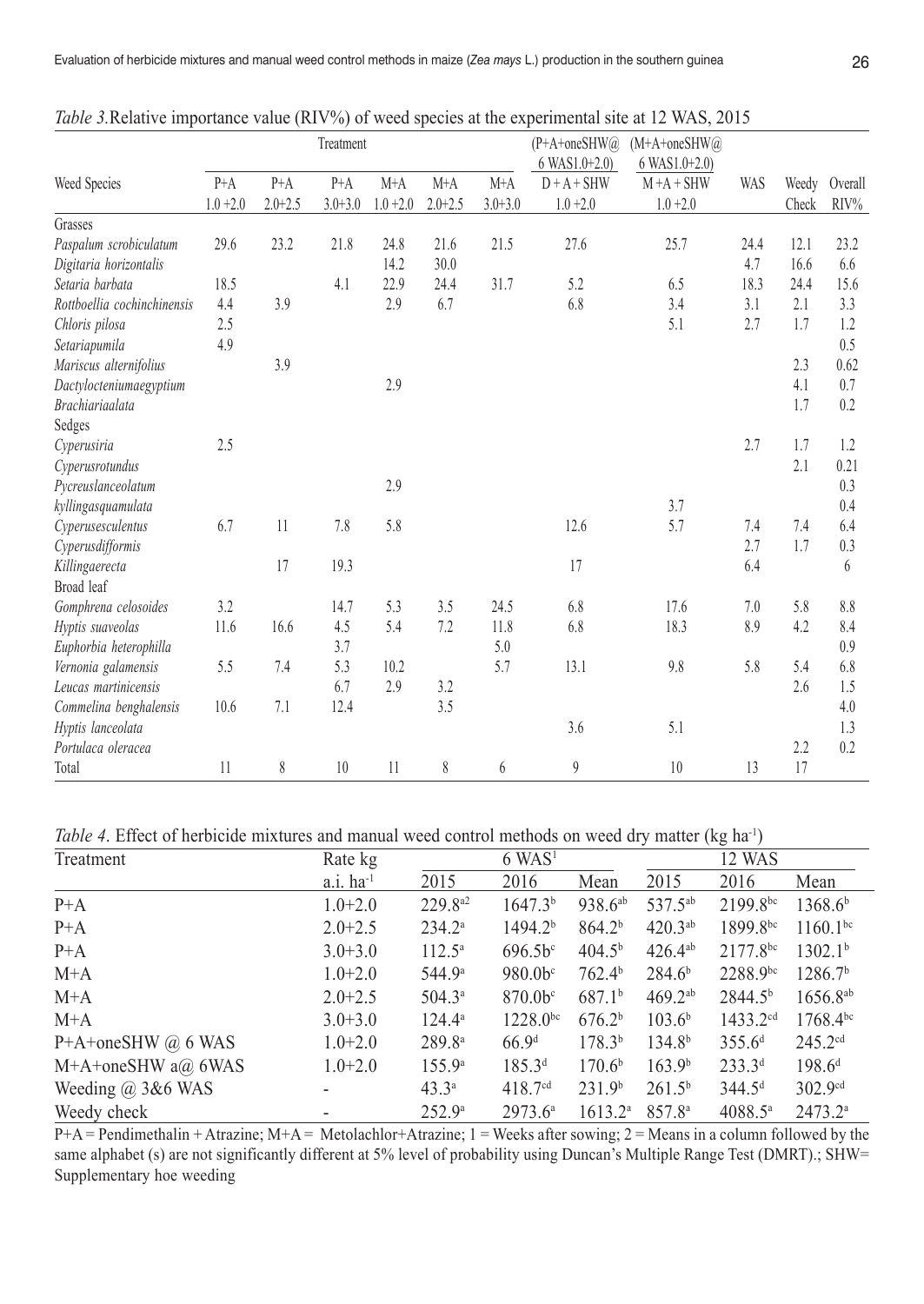*Table 3.*Relative importance value (RIV%) of weed species at the experimental site at 12 WAS, 2015

| Weed Species | Treatment | | | | | | (P+A+oneSHW@ 6 WAS1.0+2.0) | (M+A+oneSHW@ 6 WAS1.0+2.0) | | | |
|---|---|---|---|---|---|---|---|---|---|---|---|
| | P+A 1.0 +2.0 | P+A 2.0+2.5 | P+A 3.0+3.0 | M+A 1.0 +2.0 | M+A 2.0+2.5 | M+A 3.0+3.0 | D + A + SHW 1.0 +2.0 | M +A + SHW 1.0 +2.0 | WAS | Weedy Check | Overall RIV% |
| Grasses | | | | | | | | | | | |
| *Paspalum scrobiculatum* | 29.6 | 23.2 | 21.8 | 24.8 | 21.6 | 21.5 | 27.6 | 25.7 | 24.4 | 12.1 | 23.2 |
| *Digitaria horizontalis* | | | | 14.2 | 30.0 | | | | 4.7 | 16.6 | 6.6 |
| *Setaria barbata* | 18.5 | | 4.1 | 22.9 | 24.4 | 31.7 | 5.2 | 6.5 | 18.3 | 24.4 | 15.6 |
| *Rottboellia cochinchinensis* | 4.4 | 3.9 | | 2.9 | 6.7 | | 6.8 | 3.4 | 3.1 | 2.1 | 3.3 |
| *Chloris pilosa* | 2.5 | | | | | | | 5.1 | 2.7 | 1.7 | 1.2 |
| *Setariapumila* | 4.9 | | | | | | | | | | 0.5 |
| *Mariscus alternifolius* | | 3.9 | | | | | | | | 2.3 | 0.62 |
| *Dactylocteniumaegyptium* | | | | 2.9 | | | | | | 4.1 | 0.7 |
| *Brachiariaalata* | | | | | | | | | | 1.7 | 0.2 |
| Sedges | | | | | | | | | | | |
| *Cyperusiria* | 2.5 | | | | | | | | 2.7 | 1.7 | 1.2 |
| *Cyperusrotundus* | | | | | | | | | | 2.1 | 0.21 |
| *Pycreuslanceolatum* | | | | 2.9 | | | | | | | 0.3 |
| *kyllingasquamulata* | | | | | | | | 3.7 | | | 0.4 |
| *Cyperusesculentus* | 6.7 | 11 | 7.8 | 5.8 | | | 12.6 | 5.7 | 7.4 | 7.4 | 6.4 |
| *Cyperusdifformis* | | | | | | | | | 2.7 | 1.7 | 0.3 |
| *Killingaerecta* | | 17 | 19.3 | | | | 17 | | 6.4 | | 6 |
| Broad leaf | | | | | | | | | | | |
| *Gomphrena celosoides* | 3.2 | | 14.7 | 5.3 | 3.5 | 24.5 | 6.8 | 17.6 | 7.0 | 5.8 | 8.8 |
| *Hyptis suaveolas* | 11.6 | 16.6 | 4.5 | 5.4 | 7.2 | 11.8 | 6.8 | 18.3 | 8.9 | 4.2 | 8.4 |
| *Euphorbia heterophilla* | | | 3.7 | | | 5.0 | | | | | 0.9 |
| *Vernonia galamensis* | 5.5 | 7.4 | 5.3 | 10.2 | | 5.7 | 13.1 | 9.8 | 5.8 | 5.4 | 6.8 |
| *Leucas martinicensis* | | | 6.7 | 2.9 | 3.2 | | | | | 2.6 | 1.5 |
| *Commelina benghalensis* | 10.6 | 7.1 | 12.4 | | 3.5 | | | | | | 4.0 |
| *Hyptis lanceolata* | | | | | | | 3.6 | 5.1 | | | 1.3 |
| *Portulaca oleracea* | | | | | | | | | | 2.2 | 0.2 |
| Total | 11 | 8 | 10 | 11 | 8 | 6 | 9 | 10 | 13 | 17 | |

*Table 4.* Effect of herbicide mixtures and manual weed control methods on weed dry matter (kg ha$^{-1}$)

| Treatment | Rate kg a.i. ha$^{-1}$ | 6 WAS[1] | | | 12 WAS | | |
|---|---|---|---|---|---|---|---|
| | | 2015 | 2016 | Mean | 2015 | 2016 | Mean |
| P+A | 1.0+2.0 | 229.8$^{a2}$ | 1647.3$^{b}$ | 938.6$^{ab}$ | 537.5$^{ab}$ | 2199.8$^{bc}$ | 1368.6$^{b}$ |
| P+A | 2.0+2.5 | 234.2$^{a}$ | 1494.2$^{b}$ | 864.2$^{b}$ | 420.3$^{ab}$ | 1899.8$^{bc}$ | 1160.1$^{bc}$ |
| P+A | 3.0+3.0 | 112.5$^{a}$ | 696.5b$^{c}$ | 404.5$^{b}$ | 426.4$^{ab}$ | 2177.8$^{bc}$ | 1302.1$^{b}$ |
| M+A | 1.0+2.0 | 544.9$^{a}$ | 980.0b$^{c}$ | 762.4$^{b}$ | 284.6$^{b}$ | 2288.9$^{bc}$ | 1286.7$^{b}$ |
| M+A | 2.0+2.5 | 504.3$^{a}$ | 870.0b$^{c}$ | 687.1$^{b}$ | 469.2$^{ab}$ | 2844.5$^{b}$ | 1656.8$^{ab}$ |
| M+A | 3.0+3.0 | 124.4$^{a}$ | 1228.0$^{bc}$ | 676.2$^{b}$ | 103.6$^{b}$ | 1433.2$^{cd}$ | 1768.4$^{bc}$ |
| P+A+oneSHW @ 6 WAS | 1.0+2.0 | 289.8$^{a}$ | 66.9$^{d}$ | 178.3$^{b}$ | 134.8$^{b}$ | 355.6$^{d}$ | 245.2$^{cd}$ |
| M+A+oneSHW a@ 6WAS | 1.0+2.0 | 155.9$^{a}$ | 185.3$^{d}$ | 170.6$^{b}$ | 163.9$^{b}$ | 233.3$^{d}$ | 198.6$^{d}$ |
| Weeding @ 3&6 WAS | - | 43.3$^{a}$ | 418.7$^{cd}$ | 231.9$^{b}$ | 261.5$^{b}$ | 344.5$^{d}$ | 302.9$^{cd}$ |
| Weedy check | - | 252.9$^{a}$ | 2973.6$^{a}$ | 1613.2$^{a}$ | 857.8$^{a}$ | 4088.5$^{a}$ | 2473.2$^{a}$ |

P+A = Pendimethalin + Atrazine; M+A = Metolachlor+Atrazine; 1 = Weeks after sowing; 2 = Means in a column followed by the same alphabet (s) are not significantly different at 5% level of probability using Duncan's Multiple Range Test (DMRT).; SHW= Supplementary hoe weeding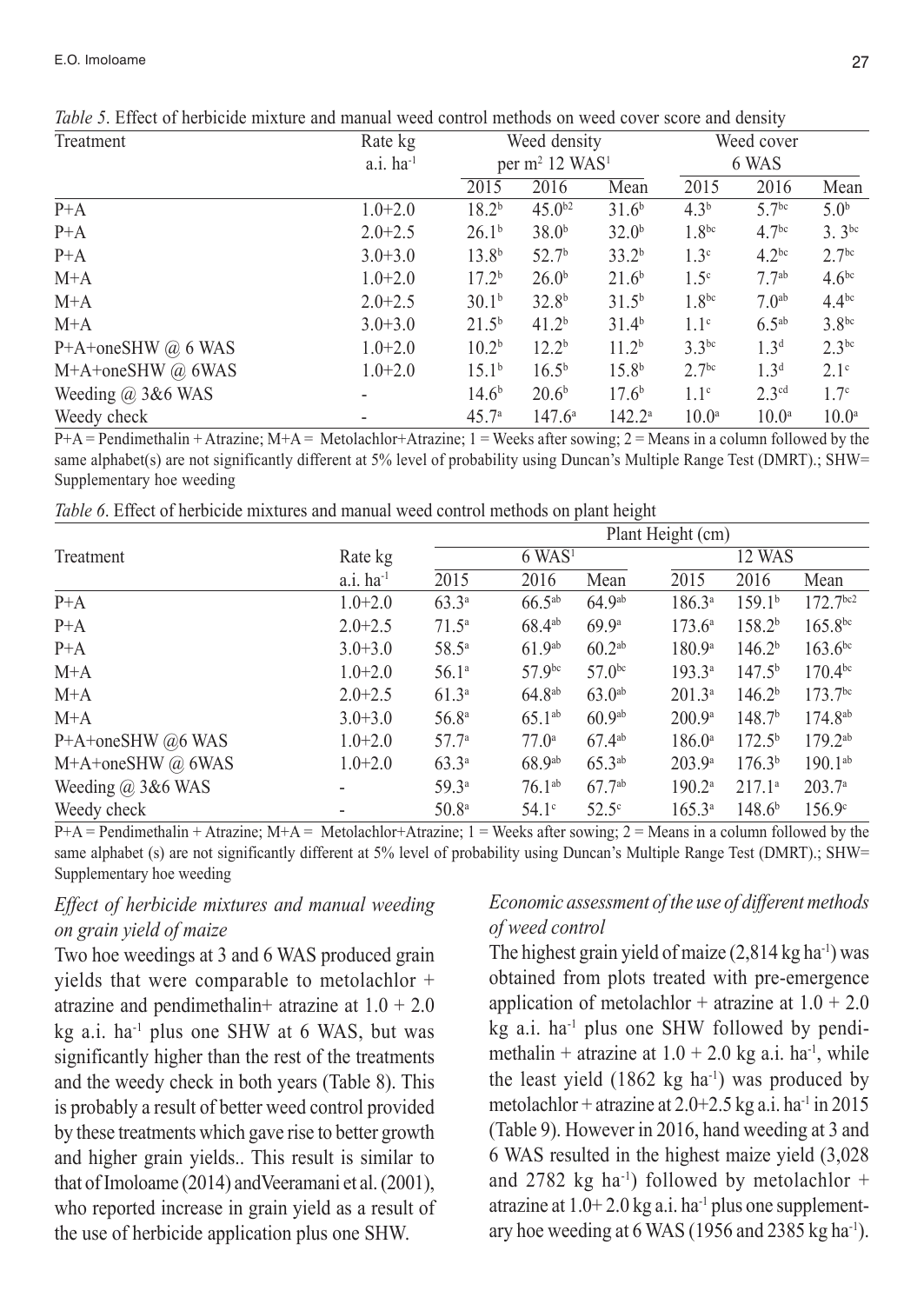*Table 5*. Effect of herbicide mixture and manual weed control methods on weed cover score and density

| Treatment | Rate kg a.i. ha$^{-1}$ | Weed density per m$^2$ 12 WAS[1] | | | Weed cover 6 WAS | | |
|---|---|---|---|---|---|---|---|
| | | 2015 | 2016 | Mean | 2015 | 2016 | Mean |
| P+A | 1.0+2.0 | 18.2[b] | 45.0[b2] | 31.6[b] | 4.3[b] | 5.7[bc] | 5.0[b] |
| P+A | 2.0+2.5 | 26.1[b] | 38.0[b] | 32.0[b] | 1.8[bc] | 4.7[bc] | 3. 3[bc] |
| P+A | 3.0+3.0 | 13.8[b] | 52.7[b] | 33.2[b] | 1.3[c] | 4.2[bc] | 2.7[bc] |
| M+A | 1.0+2.0 | 17.2[b] | 26.0[b] | 21.6[b] | 1.5[c] | 7.7[ab] | 4.6[bc] |
| M+A | 2.0+2.5 | 30.1[b] | 32.8[b] | 31.5[b] | 1.8[bc] | 7.0[ab] | 4.4[bc] |
| M+A | 3.0+3.0 | 21.5[b] | 41.2[b] | 31.4[b] | 1.1[c] | 6.5[ab] | 3.8[bc] |
| P+A+oneSHW @ 6 WAS | 1.0+2.0 | 10.2[b] | 12.2[b] | 11.2[b] | 3.3[bc] | 1.3[d] | 2.3[bc] |
| M+A+oneSHW @ 6WAS | 1.0+2.0 | 15.1[b] | 16.5[b] | 15.8[b] | 2.7[bc] | 1.3[d] | 2.1[c] |
| Weeding @ 3&6 WAS | - | 14.6[b] | 20.6[b] | 17.6[b] | 1.1[c] | 2.3[cd] | 1.7[c] |
| Weedy check | - | 45.7[a] | 147.6[a] | 142.2[a] | 10.0[a] | 10.0[a] | 10.0[a] |

P+A = Pendimethalin + Atrazine; M+A = Metolachlor+Atrazine; 1 = Weeks after sowing; 2 = Means in a column followed by the same alphabet(s) are not significantly different at 5% level of probability using Duncan's Multiple Range Test (DMRT).; SHW= Supplementary hoe weeding

*Table 6*. Effect of herbicide mixtures and manual weed control methods on plant height

| Treatment | Rate kg a.i. ha$^{-1}$ | Plant Height (cm) | | | | | |
|---|---|---|---|---|---|---|---|
| | | 6 WAS[1] | | | 12 WAS | | |
| | | 2015 | 2016 | Mean | 2015 | 2016 | Mean |
| P+A | 1.0+2.0 | 63.3[a] | 66.5[ab] | 64.9[ab] | 186.3[a] | 159.1[b] | 172.7[bc2] |
| P+A | 2.0+2.5 | 71.5[a] | 68.4[ab] | 69.9[a] | 173.6[a] | 158.2[b] | 165.8[bc] |
| P+A | 3.0+3.0 | 58.5[a] | 61.9[ab] | 60.2[ab] | 180.9[a] | 146.2[b] | 163.6[bc] |
| M+A | 1.0+2.0 | 56.1[a] | 57.9[bc] | 57.0[bc] | 193.3[a] | 147.5[b] | 170.4[bc] |
| M+A | 2.0+2.5 | 61.3[a] | 64.8[ab] | 63.0[ab] | 201.3[a] | 146.2[b] | 173.7[bc] |
| M+A | 3.0+3.0 | 56.8[a] | 65.1[ab] | 60.9[ab] | 200.9[a] | 148.7[b] | 174.8[ab] |
| P+A+oneSHW @6 WAS | 1.0+2.0 | 57.7[a] | 77.0[a] | 67.4[ab] | 186.0[a] | 172.5[b] | 179.2[ab] |
| M+A+oneSHW @ 6WAS | 1.0+2.0 | 63.3[a] | 68.9[ab] | 65.3[ab] | 203.9[a] | 176.3[b] | 190.1[ab] |
| Weeding @ 3&6 WAS | - | 59.3[a] | 76.1[ab] | 67.7[ab] | 190.2[a] | 217.1[a] | 203.7[a] |
| Weedy check | - | 50.8[a] | 54.1[c] | 52.5[c] | 165.3[a] | 148.6[b] | 156.9[c] |

P+A = Pendimethalin + Atrazine; M+A = Metolachlor+Atrazine; 1 = Weeks after sowing; 2 = Means in a column followed by the same alphabet (s) are not significantly different at 5% level of probability using Duncan's Multiple Range Test (DMRT).; SHW= Supplementary hoe weeding

### *Effect of herbicide mixtures and manual weeding on grain yield of maize*

Two hoe weedings at 3 and 6 WAS produced grain yields that were comparable to metolachlor + atrazine and pendimethalin+ atrazine at 1.0 + 2.0 kg a.i. ha$^{-1}$ plus one SHW at 6 WAS, but was significantly higher than the rest of the treatments and the weedy check in both years (Table 8). This is probably a result of better weed control provided by these treatments which gave rise to better growth and higher grain yields.. This result is similar to that of Imoloame (2014) andVeeramani et al. (2001), who reported increase in grain yield as a result of the use of herbicide application plus one SHW.

### *Economic assessment of the use of different methods of weed control*

The highest grain yield of maize (2,814 kg ha$^{-1}$) was obtained from plots treated with pre-emergence application of metolachlor + atrazine at 1.0 + 2.0 kg a.i. ha$^{-1}$ plus one SHW followed by pendimethalin + atrazine at 1.0 + 2.0 kg a.i. ha$^{-1}$, while the least yield (1862 kg ha$^{-1}$) was produced by metolachlor + atrazine at 2.0+2.5 kg a.i. ha$^{-1}$ in 2015 (Table 9). However in 2016, hand weeding at 3 and 6 WAS resulted in the highest maize yield (3,028 and 2782 kg ha$^{-1}$) followed by metolachlor + atrazine at 1.0+ 2.0 kg a.i. ha$^{-1}$ plus one supplementary hoe weeding at 6 WAS (1956 and 2385 kg ha$^{-1}$).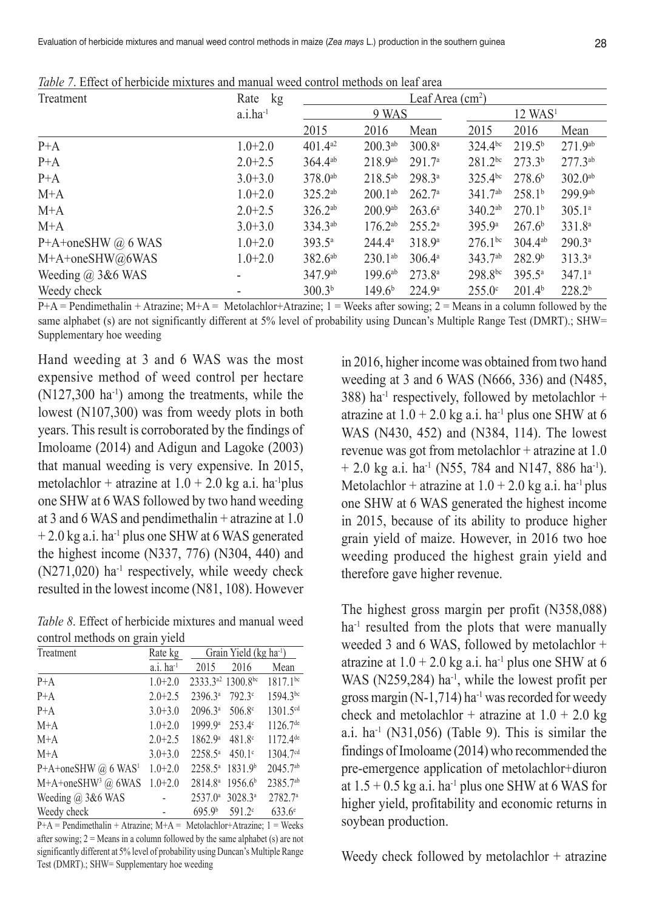*Table 7*. Effect of herbicide mixtures and manual weed control methods on leaf area

| Treatment | Rate kg a.i.ha$^{-1}$ | Leaf Area (cm$^2$) | | | | | |
|---|---|---|---|---|---|---|---|
| | | 9 WAS | | | 12 WAS[1] | | |
| | | 2015 | 2016 | Mean | 2015 | 2016 | Mean |
| P+A | 1.0+2.0 | 401.4[a2] | 200.3[ab] | 300.8[a] | 324.4[bc] | 219.5[b] | 271.9[ab] |
| P+A | 2.0+2.5 | 364.4[ab] | 218.9[ab] | 291.7[a] | 281.2[bc] | 273.3[b] | 277.3[ab] |
| P+A | 3.0+3.0 | 378.0[ab] | 218.5[ab] | 298.3[a] | 325.4[bc] | 278.6[b] | 302.0[ab] |
| M+A | 1.0+2.0 | 325.2[ab] | 200.1[ab] | 262.7[a] | 341.7[ab] | 258.1[b] | 299.9[ab] |
| M+A | 2.0+2.5 | 326.2[ab] | 200.9[ab] | 263.6[a] | 340.2[ab] | 270.1[b] | 305.1[a] |
| M+A | 3.0+3.0 | 334.3[ab] | 176.2[ab] | 255.2[a] | 395.9[a] | 267.6[b] | 331.8[a] |
| P+A+oneSHW @ 6 WAS | 1.0+2.0 | 393.5[a] | 244.4[a] | 318.9[a] | 276.1[bc] | 304.4[ab] | 290.3[a] |
| M+A+oneSHW@6WAS | 1.0+2.0 | 382.6[ab] | 230.1[ab] | 306.4[a] | 343.7[ab] | 282.9[b] | 313.3[a] |
| Weeding @ 3&6 WAS | - | 347.9[ab] | 199.6[ab] | 273.8[a] | 298.8[bc] | 395.5[a] | 347.1[a] |
| Weedy check | - | 300.3[b] | 149.6[b] | 224.9[a] | 255.0[c] | 201.4[b] | 228.2[b] |

P+A = Pendimethalin + Atrazine; M+A = Metolachlor+Atrazine; 1 = Weeks after sowing; 2 = Means in a column followed by the same alphabet (s) are not significantly different at 5% level of probability using Duncan's Multiple Range Test (DMRT).; SHW= Supplementary hoe weeding

Hand weeding at 3 and 6 WAS was the most expensive method of weed control per hectare (N127,300 ha$^{-1}$) among the treatments, while the lowest (N107,300) was from weedy plots in both years. This result is corroborated by the findings of Imoloame (2014) and Adigun and Lagoke (2003) that manual weeding is very expensive. In 2015, metolachlor + atrazine at 1.0 + 2.0 kg a.i. ha$^{-1}$plus one SHW at 6 WAS followed by two hand weeding at 3 and 6 WAS and pendimethalin + atrazine at 1.0 + 2.0 kg a.i. ha$^{-1}$ plus one SHW at 6 WAS generated the highest income (N337, 776) (N304, 440) and (N271,020) ha$^{-1}$ respectively, while weedy check resulted in the lowest income (N81, 108). However in 2016, higher income was obtained from two hand weeding at 3 and 6 WAS (N666, 336) and (N485, 388) ha$^{-1}$ respectively, followed by metolachlor + atrazine at 1.0 + 2.0 kg a.i. ha$^{-1}$ plus one SHW at 6 WAS (N430, 452) and (N384, 114). The lowest revenue was got from metolachlor + atrazine at 1.0 + 2.0 kg a.i. ha$^{-1}$ (N55, 784 and N147, 886 ha$^{-1}$). Metolachlor + atrazine at 1.0 + 2.0 kg a.i. ha$^{-1}$ plus one SHW at 6 WAS generated the highest income in 2015, because of its ability to produce higher grain yield of maize. However, in 2016 two hoe weeding produced the highest grain yield and therefore gave higher revenue.

*Table 8*. Effect of herbicide mixtures and manual weed control methods on grain yield

| Treatment | Rate kg a.i. ha$^{-1}$ | Grain Yield (kg ha$^{-1}$) | | |
|---|---|---|---|---|
| | | 2015 | 2016 | Mean |
| P+A | 1.0+2.0 | 2333.3[a2] | 1300.8[bc] | 1817.1[bc] |
| P+A | 2.0+2.5 | 2396.3[a] | 792.3[c] | 1594.3[bc] |
| P+A | 3.0+3.0 | 2096.3[a] | 506.8[c] | 1301.5[cd] |
| M+A | 1.0+2.0 | 1999.9[a] | 253.4[c] | 1126.7[de] |
| M+A | 2.0+2.5 | 1862.9[a] | 481.8[c] | 1172.4[de] |
| M+A | 3.0+3.0 | 2258.5[a] | 450.1[c] | 1304.7[cd] |
| P+A+oneSHW @ 6 WAS[1] | 1.0+2.0 | 2258.5[a] | 1831.9[b] | 2045.7[ab] |
| M+A+oneSHW[3] @ 6WAS | 1.0+2.0 | 2814.8[a] | 1956.6[b] | 2385.7[ab] |
| Weeding @ 3&6 WAS | - | 2537.0[a] | 3028.3[a] | 2782.7[a] |
| Weedy check | - | 695.9[b] | 591.2[c] | 633.6[e] |

P+A = Pendimethalin + Atrazine; M+A = Metolachlor+Atrazine; 1 = Weeks after sowing; 2 = Means in a column followed by the same alphabet (s) are not significantly different at 5% level of probability using Duncan's Multiple Range Test (DMRT).; SHW= Supplementary hoe weeding

The highest gross margin per profit (N358,088) ha$^{-1}$ resulted from the plots that were manually weeded 3 and 6 WAS, followed by metolachlor + atrazine at 1.0 + 2.0 kg a.i. ha$^{-1}$ plus one SHW at 6 WAS (N259,284) ha$^{-1}$, while the lowest profit per gross margin (N-1,714) ha$^{-1}$ was recorded for weedy check and metolachlor + atrazine at 1.0 + 2.0 kg a.i. ha$^{-1}$ (N31,056) (Table 9). This is similar the findings of Imoloame (2014) who recommended the pre-emergence application of metolachlor+diuron at 1.5 + 0.5 kg a.i. ha$^{-1}$ plus one SHW at 6 WAS for higher yield, profitability and economic returns in soybean production.

Weedy check followed by metolachlor + atrazine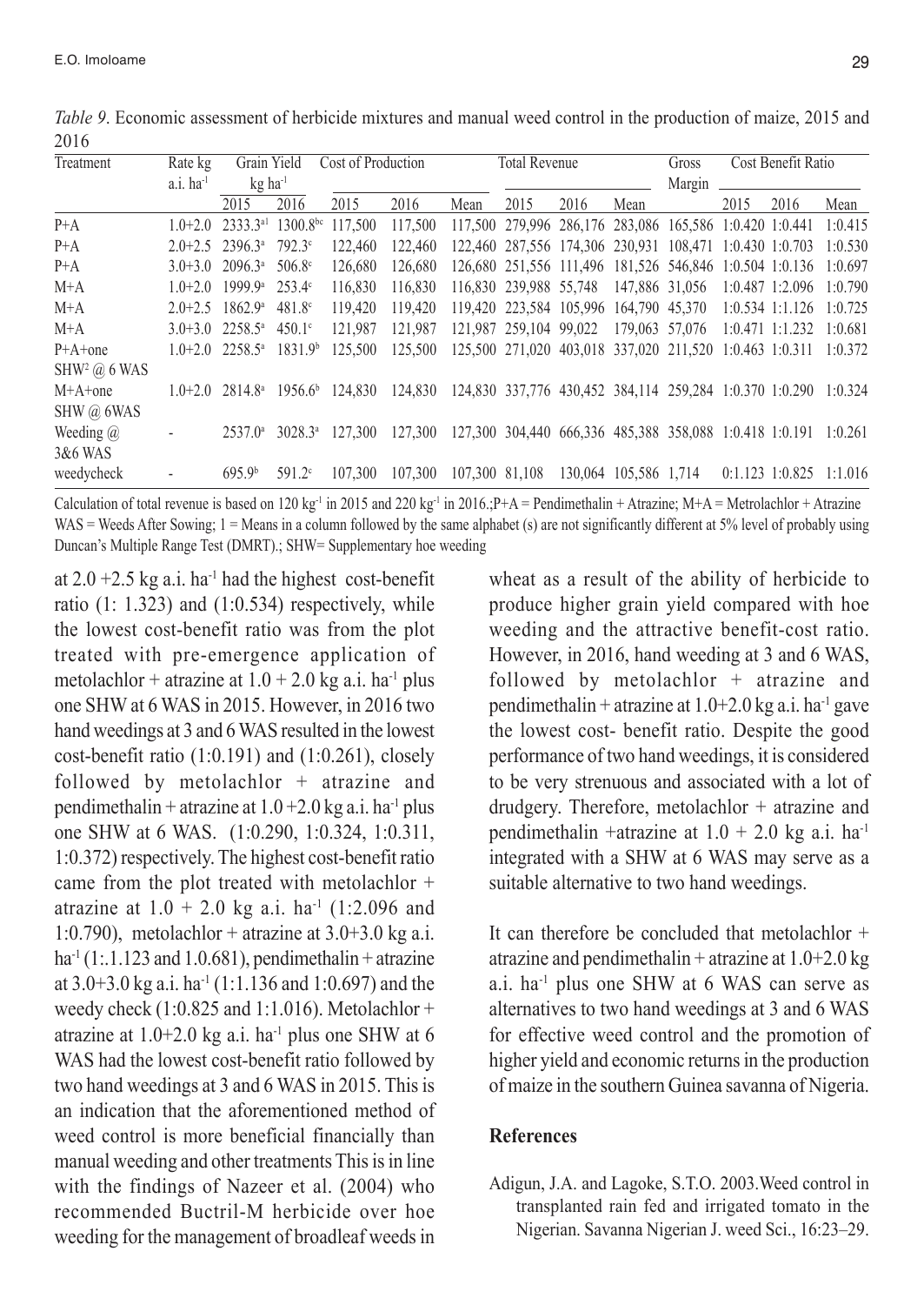*Table 9*. Economic assessment of herbicide mixtures and manual weed control in the production of maize, 2015 and 2016

| Treatment | Rate kg a.i. ha$^{-1}$ | Grain Yield kg ha$^{-1}$ | | Cost of Production | | | Total Revenue | | | Gross Margin | Cost Benefit Ratio | | |
|---|---|---|---|---|---|---|---|---|---|---|---|---|---|
| | | 2015 | 2016 | 2015 | 2016 | Mean | 2015 | 2016 | Mean | | 2015 | 2016 | Mean |
| P+A | 1.0+2.0 | 2333.3$^{a1}$ | 1300.8$^{bc}$ | 117,500 | 117,500 | 117,500 | 279,996 | 286,176 | 283,086 | 165,586 | 1:0.420 | 1:0.441 | 1:0.415 |
| P+A | 2.0+2.5 | 2396.3$^{a}$ | 792.3$^{c}$ | 122,460 | 122,460 | 122,460 | 287,556 | 174,306 | 230,931 | 108,471 | 1:0.430 | 1:0.703 | 1:0.530 |
| P+A | 3.0+3.0 | 2096.3$^{a}$ | 506.8$^{c}$ | 126,680 | 126,680 | 126,680 | 251,556 | 111,496 | 181,526 | 546,846 | 1:0.504 | 1:0.136 | 1:0.697 |
| M+A | 1.0+2.0 | 1999.9$^{a}$ | 253.4$^{c}$ | 116,830 | 116,830 | 116,830 | 239,988 | 55,748 | 147,886 | 31,056 | 1:0.487 | 1:2.096 | 1:0.790 |
| M+A | 2.0+2.5 | 1862.9$^{a}$ | 481.8$^{c}$ | 119,420 | 119,420 | 119,420 | 223,584 | 105,996 | 164,790 | 45,370 | 1:0.534 | 1:1.126 | 1:0.725 |
| M+A | 3.0+3.0 | 2258.5$^{a}$ | 450.1$^{c}$ | 121,987 | 121,987 | 121,987 | 259,104 | 99,022 | 179,063 | 57,076 | 1:0.471 | 1:1.232 | 1:0.681 |
| P+A+one SHW[2] @ 6 WAS | 1.0+2.0 | 2258.5$^{a}$ | 1831.9$^{b}$ | 125,500 | 125,500 | 125,500 | 271,020 | 403,018 | 337,020 | 211,520 | 1:0.463 | 1:0.311 | 1:0.372 |
| M+A+one SHW @ 6WAS | 1.0+2.0 | 2814.8$^{a}$ | 1956.6$^{b}$ | 124,830 | 124,830 | 124,830 | 337,776 | 430,452 | 384,114 | 259,284 | 1:0.370 | 1:0.290 | 1:0.324 |
| Weeding @ 3&6 WAS | - | 2537.0$^{a}$ | 3028.3$^{a}$ | 127,300 | 127,300 | 127,300 | 304,440 | 666,336 | 485,388 | 358,088 | 1:0.418 | 1:0.191 | 1:0.261 |
| weedycheck | - | 695.9$^{b}$ | 591.2$^{c}$ | 107,300 | 107,300 | 107,300 | 81,108 | 130,064 | 105,586 | 1,714 | 0:1.123 | 1:0.825 | 1:1.016 |

Calculation of total revenue is based on 120 kg$^{-1}$ in 2015 and 220 kg$^{-1}$ in 2016.;P+A = Pendimethalin + Atrazine; M+A = Metrolachlor + Atrazine WAS = Weeds After Sowing; 1 = Means in a column followed by the same alphabet (s) are not significantly different at 5% level of probably using Duncan's Multiple Range Test (DMRT).; SHW= Supplementary hoe weeding

at 2.0 +2.5 kg a.i. ha$^{-1}$ had the highest cost-benefit ratio (1: 1.323) and (1:0.534) respectively, while the lowest cost-benefit ratio was from the plot treated with pre-emergence application of metolachlor + atrazine at 1.0 + 2.0 kg a.i. ha$^{-1}$ plus one SHW at 6 WAS in 2015. However, in 2016 two hand weedings at 3 and 6 WAS resulted in the lowest cost-benefit ratio (1:0.191) and (1:0.261), closely followed by metolachlor + atrazine and pendimethalin + atrazine at 1.0 +2.0 kg a.i. ha$^{-1}$ plus one SHW at 6 WAS. (1:0.290, 1:0.324, 1:0.311, 1:0.372) respectively. The highest cost-benefit ratio came from the plot treated with metolachlor + atrazine at 1.0 + 2.0 kg a.i. ha$^{-1}$ (1:2.096 and 1:0.790), metolachlor + atrazine at 3.0+3.0 kg a.i. ha$^{-1}$ (1:.1.123 and 1.0.681), pendimethalin + atrazine at 3.0+3.0 kg a.i. ha$^{-1}$ (1:1.136 and 1:0.697) and the weedy check (1:0.825 and 1:1.016). Metolachlor + atrazine at 1.0+2.0 kg a.i. ha$^{-1}$ plus one SHW at 6 WAS had the lowest cost-benefit ratio followed by two hand weedings at 3 and 6 WAS in 2015. This is an indication that the aforementioned method of weed control is more beneficial financially than manual weeding and other treatments This is in line with the findings of Nazeer et al. (2004) who recommended Buctril-M herbicide over hoe weeding for the management of broadleaf weeds in wheat as a result of the ability of herbicide to produce higher grain yield compared with hoe weeding and the attractive benefit-cost ratio. However, in 2016, hand weeding at 3 and 6 WAS, followed by metolachlor + atrazine and pendimethalin + atrazine at 1.0+2.0 kg a.i. ha$^{-1}$ gave the lowest cost- benefit ratio. Despite the good performance of two hand weedings, it is considered to be very strenuous and associated with a lot of drudgery. Therefore, metolachlor + atrazine and pendimethalin +atrazine at 1.0 + 2.0 kg a.i. ha$^{-1}$ integrated with a SHW at 6 WAS may serve as a suitable alternative to two hand weedings.

It can therefore be concluded that metolachlor + atrazine and pendimethalin + atrazine at 1.0+2.0 kg a.i. ha$^{-1}$ plus one SHW at 6 WAS can serve as alternatives to two hand weedings at 3 and 6 WAS for effective weed control and the promotion of higher yield and economic returns in the production of maize in the southern Guinea savanna of Nigeria.

## References

Adigun, J.A. and Lagoke, S.T.O. 2003.Weed control in transplanted rain fed and irrigated tomato in the Nigerian. Savanna Nigerian J. weed Sci., 16:23–29.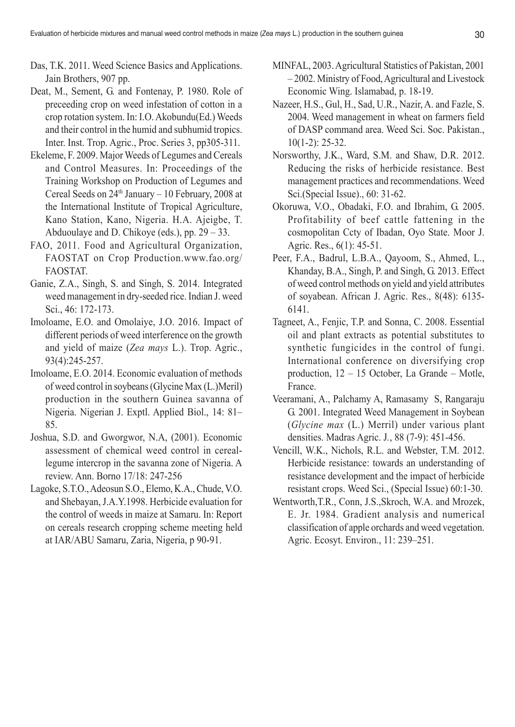Das, T.K. 2011. Weed Science Basics and Applications. Jain Brothers, 907 pp.

Deat, M., Sement, G. and Fontenay, P. 1980. Role of preceeding crop on weed infestation of cotton in a crop rotation system. In: I.O. Akobundu(Ed.) Weeds and their control in the humid and subhumid tropics. Inter. Inst. Trop. Agric., Proc. Series 3, pp305-311.

Ekeleme, F. 2009. Major Weeds of Legumes and Cereals and Control Measures. In: Proceedings of the Training Workshop on Production of Legumes and Cereal Seeds on 24th January – 10 February, 2008 at the International Institute of Tropical Agriculture, Kano Station, Kano, Nigeria. H.A. Ajeigbe, T. Abduoulaye and D. Chikoye (eds.), pp. 29 – 33.

FAO, 2011. Food and Agricultural Organization, FAOSTAT on Crop Production.www.fao.org/FAOSTAT.

Ganie, Z.A., Singh, S. and Singh, S. 2014. Integrated weed management in dry-seeded rice. Indian J. weed Sci., 46: 172-173.

Imoloame, E.O. and Omolaiye, J.O. 2016. Impact of different periods of weed interference on the growth and yield of maize (*Zea mays* L.). Trop. Agric., 93(4):245-257.

Imoloame, E.O. 2014. Economic evaluation of methods of weed control in soybeans (Glycine Max (L.)Meril) production in the southern Guinea savanna of Nigeria. Nigerian J. Exptl. Applied Biol., 14: 81–85.

Joshua, S.D. and Gworgwor, N.A, (2001). Economic assessment of chemical weed control in cereal-legume intercrop in the savanna zone of Nigeria. A review. Ann. Borno 17/18: 247-256

Lagoke, S.T.O., Adeosun S.O., Elemo, K.A., Chude, V.O. and Shebayan, J.A.Y.1998. Herbicide evaluation for the control of weeds in maize at Samaru. In: Report on cereals research cropping scheme meeting held at IAR/ABU Samaru, Zaria, Nigeria, p 90-91.

MINFAL, 2003. Agricultural Statistics of Pakistan, 2001 – 2002. Ministry of Food, Agricultural and Livestock Economic Wing. Islamabad, p. 18-19.

Nazeer, H.S., Gul, H., Sad, U.R., Nazir, A. and Fazle, S. 2004. Weed management in wheat on farmers field of DASP command area. Weed Sci. Soc. Pakistan., 10(1-2): 25-32.

Norsworthy, J.K., Ward, S.M. and Shaw, D.R. 2012. Reducing the risks of herbicide resistance. Best management practices and recommendations. Weed Sci.(Special Issue)., 60: 31-62.

Okoruwa, V.O., Obadaki, F.O. and Ibrahim, G. 2005. Profitability of beef cattle fattening in the cosmopolitan Ccty of Ibadan, Oyo State. Moor J. Agric. Res., 6(1): 45-51.

Peer, F.A., Badrul, L.B.A., Qayoom, S., Ahmed, L., Khanday, B.A., Singh, P. and Singh, G. 2013. Effect of weed control methods on yield and yield attributes of soyabean. African J. Agric. Res., 8(48): 6135-6141.

Tagneet, A., Fenjic, T.P. and Sonna, C. 2008. Essential oil and plant extracts as potential substitutes to synthetic fungicides in the control of fungi. International conference on diversifying crop production, 12 – 15 October, La Grande – Motle, France.

Veeramani, A., Palchamy A, Ramasamy S, Rangaraju G. 2001. Integrated Weed Management in Soybean (*Glycine max* (L.) Merril) under various plant densities. Madras Agric. J., 88 (7-9): 451-456.

Vencill, W.K., Nichols, R.L. and Webster, T.M. 2012. Herbicide resistance: towards an understanding of resistance development and the impact of herbicide resistant crops. Weed Sci., (Special Issue) 60:1-30.

Wentworth,T.R., Conn, J.S.,Skroch, W.A. and Mrozek, E. Jr. 1984. Gradient analysis and numerical classification of apple orchards and weed vegetation. Agric. Ecosyt. Environ., 11: 239–251.